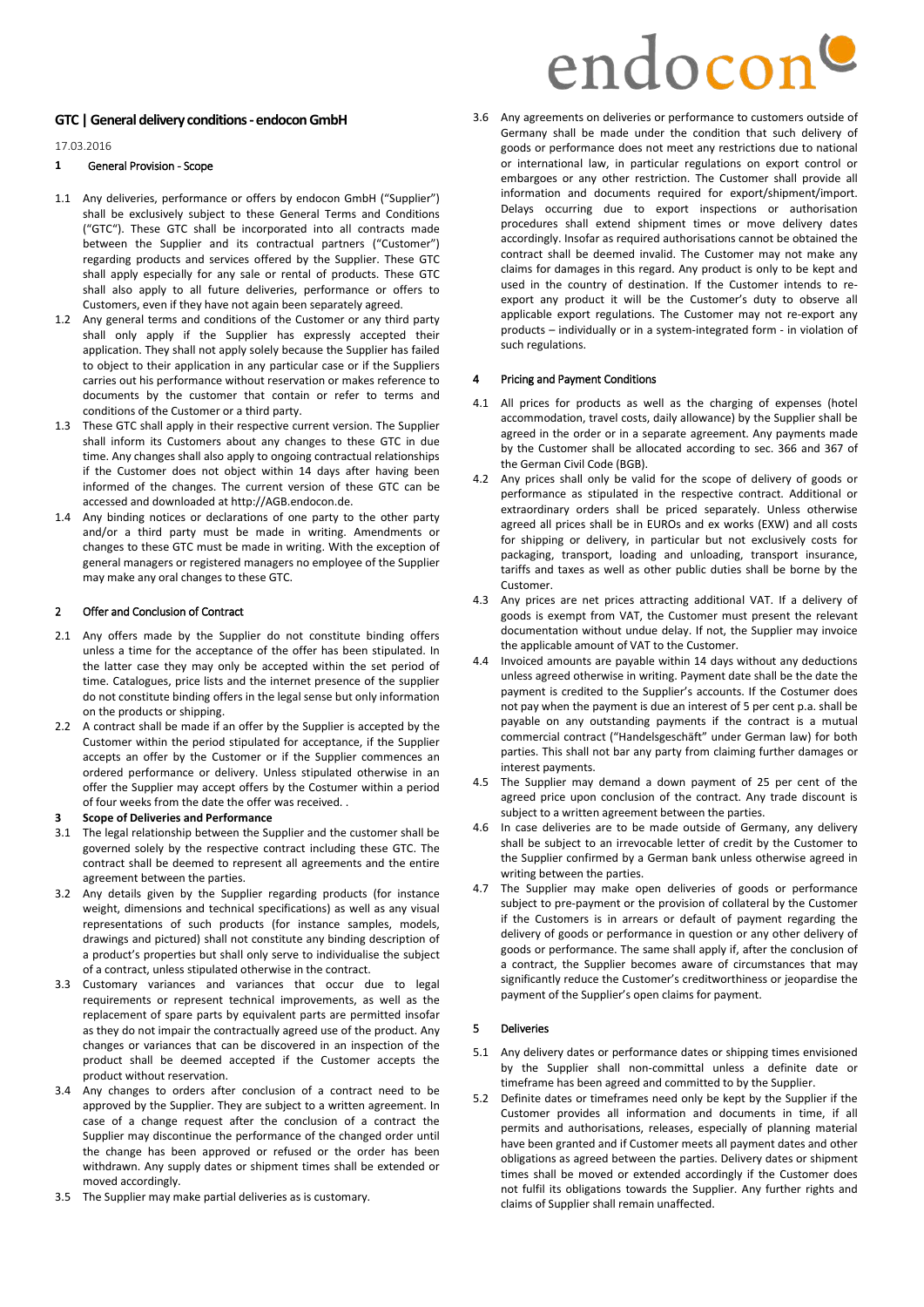endocon

## GTC | General delivery conditions - endocon GmbH

17.03.2016

### 1 General Provision - Scope

1.1 Any deliveries, performance or offers by endocon GmbH ("Supplier") shall be exclusively subject to these General Terms and Conditions ("GTC"). These GTC shall be incorporated into all contracts made between the Supplier and its contractual partners ("Customer") regarding products and services offered by the Supplier. These GTC shall apply especially for any sale or rental of products. These GTC shall also apply to all future deliveries, performance or offers to Customers, even if they have not again been separately agreed.

1.2 Any general terms and conditions of the Customer or any third party shall only apply if the Supplier has expressly accepted their application. They shall not apply solely because the Supplier has failed to object to their application in any particular case or if the Suppliers carries out his performance without reservation or makes reference to documents by the customer that contain or refer to terms and conditions of the Customer or a third party.

1.3 These GTC shall apply in their respective current version. The Supplier shall inform its Customers about any changes to these GTC in due time. Any changes shall also apply to ongoing contractual relationships if the Customer does not object within 14 days after having been informed of the changes. The current version of these GTC can be accessed and downloaded at http://AGB.endocon.de.

1.4 Any binding notices or declarations of one party to the other party and/or a third party must be made in writing. Amendments or changes to these GTC must be made in writing. With the exception of general managers or registered managers no employee of the Supplier may make any oral changes to these GTC.

### 2 Offer and Conclusion of Contract

2.1 Any offers made by the Supplier do not constitute binding offers unless a time for the acceptance of the offer has been stipulated. In the latter case they may only be accepted within the set period of time. Catalogues, price lists and the internet presence of the supplier do not constitute binding offers in the legal sense but only information on the products or shipping.

2.2 A contract shall be made if an offer by the Supplier is accepted by the Customer within the period stipulated for acceptance, if the Supplier accepts an offer by the Customer or if the Supplier commences an ordered performance or delivery. Unless stipulated otherwise in an offer the Supplier may accept offers by the Costumer within a period of four weeks from the date the offer was received. .

### 3 Scope of Deliveries and Performance

3.1 The legal relationship between the Supplier and the customer shall be governed solely by the respective contract including these GTC. The contract shall be deemed to represent all agreements and the entire agreement between the parties.

3.2 Any details given by the Supplier regarding products (for instance weight, dimensions and technical specifications) as well as any visual representations of such products (for instance samples, models, drawings and pictured) shall not constitute any binding description of a product's properties but shall only serve to individualise the subject of a contract, unless stipulated otherwise in the contract.

3.3 Customary variances and variances that occur due to legal requirements or represent technical improvements, as well as the replacement of spare parts by equivalent parts are permitted insofar as they do not impair the contractually agreed use of the product. Any changes or variances that can be discovered in an inspection of the product shall be deemed accepted if the Customer accepts the product without reservation.

3.4 Any changes to orders after conclusion of a contract need to be approved by the Supplier. They are subject to a written agreement. In case of a change request after the conclusion of a contract the Supplier may discontinue the performance of the changed order until the change has been approved or refused or the order has been withdrawn. Any supply dates or shipment times shall be extended or moved accordingly.

3.5 The Supplier may make partial deliveries as is customary.

3.6 Any agreements on deliveries or performance to customers outside of Germany shall be made under the condition that such delivery of goods or performance does not meet any restrictions due to national or international law, in particular regulations on export control or embargoes or any other restriction. The Customer shall provide all information and documents required for export/shipment/import. Delays occurring due to export inspections or authorisation procedures shall extend shipment times or move delivery dates accordingly. Insofar as required authorisations cannot be obtained the contract shall be deemed invalid. The Customer may not make any claims for damages in this regard. Any product is only to be kept and used in the country of destination. If the Customer intends to re-export any product it will be the Customer's duty to observe all applicable export regulations. The Customer may not re-export any products – individually or in a system-integrated form - in violation of such regulations.

### 4 Pricing and Payment Conditions

4.1 All prices for products as well as the charging of expenses (hotel accommodation, travel costs, daily allowance) by the Supplier shall be agreed in the order or in a separate agreement. Any payments made by the Customer shall be allocated according to sec. 366 and 367 of the German Civil Code (BGB).

4.2 Any prices shall only be valid for the scope of delivery of goods or performance as stipulated in the respective contract. Additional or extraordinary orders shall be priced separately. Unless otherwise agreed all prices shall be in EUROs and ex works (EXW) and all costs for shipping or delivery, in particular but not exclusively costs for packaging, transport, loading and unloading, transport insurance, tariffs and taxes as well as other public duties shall be borne by the Customer.

4.3 Any prices are net prices attracting additional VAT. If a delivery of goods is exempt from VAT, the Customer must present the relevant documentation without undue delay. If not, the Supplier may invoice the applicable amount of VAT to the Customer.

4.4 Invoiced amounts are payable within 14 days without any deductions unless agreed otherwise in writing. Payment date shall be the date the payment is credited to the Supplier's accounts. If the Costumer does not pay when the payment is due an interest of 5 per cent p.a. shall be payable on any outstanding payments if the contract is a mutual commercial contract ("Handelsgeschäft" under German law) for both parties. This shall not bar any party from claiming further damages or interest payments.

4.5 The Supplier may demand a down payment of 25 per cent of the agreed price upon conclusion of the contract. Any trade discount is subject to a written agreement between the parties.

4.6 In case deliveries are to be made outside of Germany, any delivery shall be subject to an irrevocable letter of credit by the Customer to the Supplier confirmed by a German bank unless otherwise agreed in writing between the parties.

4.7 The Supplier may make open deliveries of goods or performance subject to pre-payment or the provision of collateral by the Customer if the Customers is in arrears or default of payment regarding the delivery of goods or performance in question or any other delivery of goods or performance. The same shall apply if, after the conclusion of a contract, the Supplier becomes aware of circumstances that may significantly reduce the Customer's creditworthiness or jeopardise the payment of the Supplier's open claims for payment.

### 5 Deliveries

5.1 Any delivery dates or performance dates or shipping times envisioned by the Supplier shall non-committal unless a definite date or timeframe has been agreed and committed to by the Supplier.

5.2 Definite dates or timeframes need only be kept by the Supplier if the Customer provides all information and documents in time, if all permits and authorisations, releases, especially of planning material have been granted and if Customer meets all payment dates and other obligations as agreed between the parties. Delivery dates or shipment times shall be moved or extended accordingly if the Customer does not fulfil its obligations towards the Supplier. Any further rights and claims of Supplier shall remain unaffected.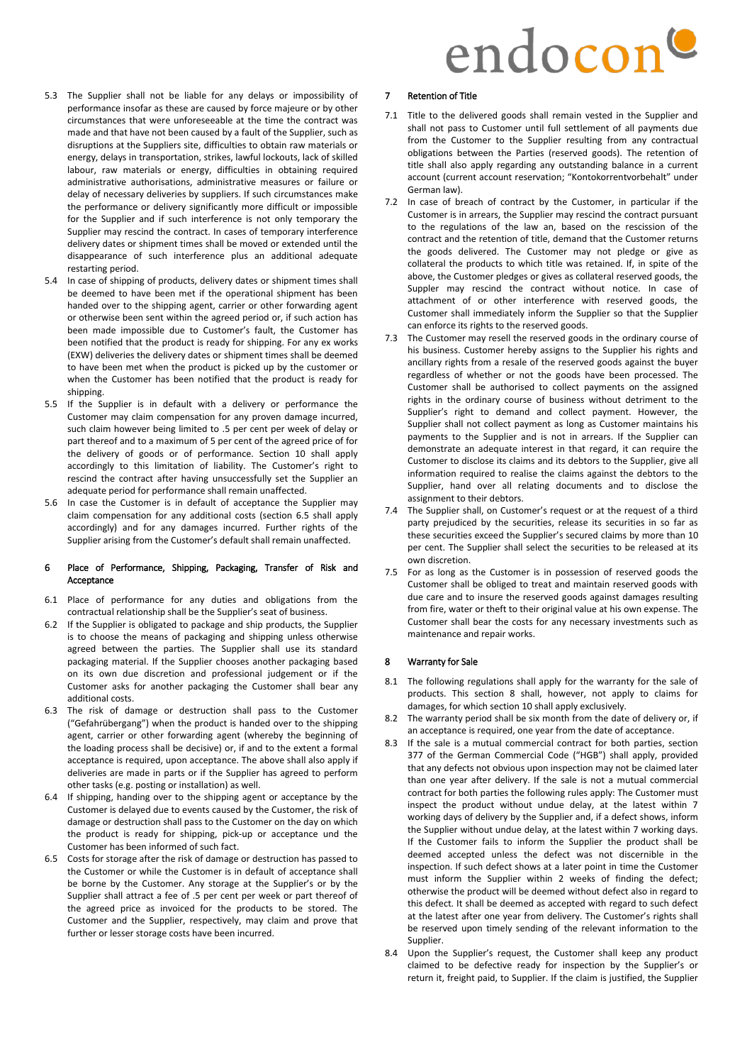5.3 The Supplier shall not be liable for any delays or impossibility of performance insofar as these are caused by force majeure or by other circumstances that were unforeseeable at the time the contract was made and that have not been caused by a fault of the Supplier, such as disruptions at the Suppliers site, difficulties to obtain raw materials or energy, delays in transportation, strikes, lawful lockouts, lack of skilled labour, raw materials or energy, difficulties in obtaining required administrative authorisations, administrative measures or failure or delay of necessary deliveries by suppliers. If such circumstances make the performance or delivery significantly more difficult or impossible for the Supplier and if such interference is not only temporary the Supplier may rescind the contract. In cases of temporary interference delivery dates or shipment times shall be moved or extended until the disappearance of such interference plus an additional adequate restarting period.

5.4 In case of shipping of products, delivery dates or shipment times shall be deemed to have been met if the operational shipment has been handed over to the shipping agent, carrier or other forwarding agent or otherwise been sent within the agreed period or, if such action has been made impossible due to Customer's fault, the Customer has been notified that the product is ready for shipping. For any ex works (EXW) deliveries the delivery dates or shipment times shall be deemed to have been met when the product is picked up by the customer or when the Customer has been notified that the product is ready for shipping.

5.5 If the Supplier is in default with a delivery or performance the Customer may claim compensation for any proven damage incurred, such claim however being limited to .5 per cent per week of delay or part thereof and to a maximum of 5 per cent of the agreed price of for the delivery of goods or of performance. Section 10 shall apply accordingly to this limitation of liability. The Customer's right to rescind the contract after having unsuccessfully set the Supplier an adequate period for performance shall remain unaffected.

5.6 In case the Customer is in default of acceptance the Supplier may claim compensation for any additional costs (section 6.5 shall apply accordingly) and for any damages incurred. Further rights of the Supplier arising from the Customer's default shall remain unaffected.

## 6 Place of Performance, Shipping, Packaging, Transfer of Risk and Acceptance

6.1 Place of performance for any duties and obligations from the contractual relationship shall be the Supplier's seat of business.

6.2 If the Supplier is obligated to package and ship products, the Supplier is to choose the means of packaging and shipping unless otherwise agreed between the parties. The Supplier shall use its standard packaging material. If the Supplier chooses another packaging based on its own due discretion and professional judgement or if the Customer asks for another packaging the Customer shall bear any additional costs.

6.3 The risk of damage or destruction shall pass to the Customer ("Gefahrübergang") when the product is handed over to the shipping agent, carrier or other forwarding agent (whereby the beginning of the loading process shall be decisive) or, if and to the extent a formal acceptance is required, upon acceptance. The above shall also apply if deliveries are made in parts or if the Supplier has agreed to perform other tasks (e.g. posting or installation) as well.

6.4 If shipping, handing over to the shipping agent or acceptance by the Customer is delayed due to events caused by the Customer, the risk of damage or destruction shall pass to the Customer on the day on which the product is ready for shipping, pick-up or acceptance and the Customer has been informed of such fact.

6.5 Costs for storage after the risk of damage or destruction has passed to the Customer or while the Customer is in default of acceptance shall be borne by the Customer. Any storage at the Supplier's or by the Supplier shall attract a fee of .5 per cent per week or part thereof of the agreed price as invoiced for the products to be stored. The Customer and the Supplier, respectively, may claim and prove that further or lesser storage costs have been incurred.

## 7 Retention of Title

7.1 Title to the delivered goods shall remain vested in the Supplier and shall not pass to Customer until full settlement of all payments due from the Customer to the Supplier resulting from any contractual obligations between the Parties (reserved goods). The retention of title shall also apply regarding any outstanding balance in a current account (current account reservation; "Kontokorrentvorbehalt" under German law).

7.2 In case of breach of contract by the Customer, in particular if the Customer is in arrears, the Supplier may rescind the contract pursuant to the regulations of the law an, based on the rescission of the contract and the retention of title, demand that the Customer returns the goods delivered. The Customer may not pledge or give as collateral the products to which title was retained. If, in spite of the above, the Customer pledges or gives as collateral reserved goods, the Suppler may rescind the contract without notice. In case of attachment of or other interference with reserved goods, the Customer shall immediately inform the Supplier so that the Supplier can enforce its rights to the reserved goods.

7.3 The Customer may resell the reserved goods in the ordinary course of his business. Customer hereby assigns to the Supplier his rights and ancillary rights from a resale of the reserved goods against the buyer regardless of whether or not the goods have been processed. The Customer shall be authorised to collect payments on the assigned rights in the ordinary course of business without detriment to the Supplier's right to demand and collect payment. However, the Supplier shall not collect payment as long as Customer maintains his payments to the Supplier and is not in arrears. If the Supplier can demonstrate an adequate interest in that regard, it can require the Customer to disclose its claims and its debtors to the Supplier, give all information required to realise the claims against the debtors to the Supplier, hand over all relating documents and to disclose the assignment to their debtors.

7.4 The Supplier shall, on Customer's request or at the request of a third party prejudiced by the securities, release its securities in so far as these securities exceed the Supplier's secured claims by more than 10 per cent. The Supplier shall select the securities to be released at its own discretion.

7.5 For as long as the Customer is in possession of reserved goods the Customer shall be obliged to treat and maintain reserved goods with due care and to insure the reserved goods against damages resulting from fire, water or theft to their original value at his own expense. The Customer shall bear the costs for any necessary investments such as maintenance and repair works.

## 8 Warranty for Sale

8.1 The following regulations shall apply for the warranty for the sale of products. This section 8 shall, however, not apply to claims for damages, for which section 10 shall apply exclusively.

8.2 The warranty period shall be six month from the date of delivery or, if an acceptance is required, one year from the date of acceptance.

8.3 If the sale is a mutual commercial contract for both parties, section 377 of the German Commercial Code ("HGB") shall apply, provided that any defects not obvious upon inspection may not be claimed later than one year after delivery. If the sale is not a mutual commercial contract for both parties the following rules apply: The Customer must inspect the product without undue delay, at the latest within 7 working days of delivery by the Supplier and, if a defect shows, inform the Supplier without undue delay, at the latest within 7 working days. If the Customer fails to inform the Supplier the product shall be deemed accepted unless the defect was not discernible in the inspection. If such defect shows at a later point in time the Customer must inform the Supplier within 2 weeks of finding the defect; otherwise the product will be deemed without defect also in regard to this defect. It shall be deemed as accepted with regard to such defect at the latest after one year from delivery. The Customer's rights shall be reserved upon timely sending of the relevant information to the Supplier.

8.4 Upon the Supplier's request, the Customer shall keep any product claimed to be defective ready for inspection by the Supplier's or return it, freight paid, to Supplier. If the claim is justified, the Supplier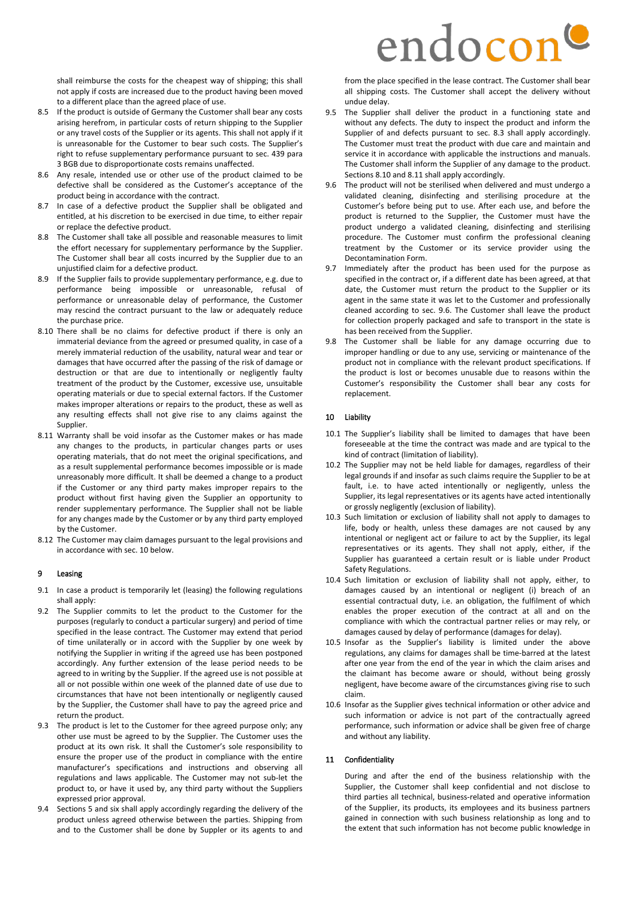shall reimburse the costs for the cheapest way of shipping; this shall not apply if costs are increased due to the product having been moved to a different place than the agreed place of use.

8.5 If the product is outside of Germany the Customer shall bear any costs arising herefrom, in particular costs of return shipping to the Supplier or any travel costs of the Supplier or its agents. This shall not apply if it is unreasonable for the Customer to bear such costs. The Supplier's right to refuse supplementary performance pursuant to sec. 439 para 3 BGB due to disproportionate costs remains unaffected.

8.6 Any resale, intended use or other use of the product claimed to be defective shall be considered as the Customer's acceptance of the product being in accordance with the contract.

8.7 In case of a defective product the Supplier shall be obligated and entitled, at his discretion to be exercised in due time, to either repair or replace the defective product.

8.8 The Customer shall take all possible and reasonable measures to limit the effort necessary for supplementary performance by the Supplier. The Customer shall bear all costs incurred by the Supplier due to an unjustified claim for a defective product.

8.9 If the Supplier fails to provide supplementary performance, e.g. due to performance being impossible or unreasonable, refusal of performance or unreasonable delay of performance, the Customer may rescind the contract pursuant to the law or adequately reduce the purchase price.

8.10 There shall be no claims for defective product if there is only an immaterial deviance from the agreed or presumed quality, in case of a merely immaterial reduction of the usability, natural wear and tear or damages that have occurred after the passing of the risk of damage or destruction or that are due to intentionally or negligently faulty treatment of the product by the Customer, excessive use, unsuitable operating materials or due to special external factors. If the Customer makes improper alterations or repairs to the product, these as well as any resulting effects shall not give rise to any claims against the Supplier.

8.11 Warranty shall be void insofar as the Customer makes or has made any changes to the products, in particular changes parts or uses operating materials, that do not meet the original specifications, and as a result supplemental performance becomes impossible or is made unreasonably more difficult. It shall be deemed a change to a product if the Customer or any third party makes improper repairs to the product without first having given the Supplier an opportunity to render supplementary performance. The Supplier shall not be liable for any changes made by the Customer or by any third party employed by the Customer.

8.12 The Customer may claim damages pursuant to the legal provisions and in accordance with sec. 10 below.

## 9 Leasing

9.1 In case a product is temporarily let (leasing) the following regulations shall apply:

9.2 The Supplier commits to let the product to the Customer for the purposes (regularly to conduct a particular surgery) and period of time specified in the lease contract. The Customer may extend that period of time unilaterally or in accord with the Supplier by one week by notifying the Supplier in writing if the agreed use has been postponed accordingly. Any further extension of the lease period needs to be agreed to in writing by the Supplier. If the agreed use is not possible at all or not possible within one week of the planned date of use due to circumstances that have not been intentionally or negligently caused by the Supplier, the Customer shall have to pay the agreed price and return the product.

9.3 The product is let to the Customer for thee agreed purpose only; any other use must be agreed to by the Supplier. The Customer uses the product at its own risk. It shall the Customer's sole responsibility to ensure the proper use of the product in compliance with the entire manufacturer's specifications and instructions and observing all regulations and laws applicable. The Customer may not sub-let the product to, or have it used by, any third party without the Suppliers expressed prior approval.

9.4 Sections 5 and six shall apply accordingly regarding the delivery of the product unless agreed otherwise between the parties. Shipping from and to the Customer shall be done by Suppler or its agents to and from the place specified in the lease contract. The Customer shall bear all shipping costs. The Customer shall accept the delivery without undue delay.

9.5 The Supplier shall deliver the product in a functioning state and without any defects. The duty to inspect the product and inform the Supplier of and defects pursuant to sec. 8.3 shall apply accordingly. The Customer must treat the product with due care and maintain and service it in accordance with applicable the instructions and manuals. The Customer shall inform the Supplier of any damage to the product. Sections 8.10 and 8.11 shall apply accordingly.

9.6 The product will not be sterilised when delivered and must undergo a validated cleaning, disinfecting and sterilising procedure at the Customer's before being put to use. After each use, and before the product is returned to the Supplier, the Customer must have the product undergo a validated cleaning, disinfecting and sterilising procedure. The Customer must confirm the professional cleaning treatment by the Customer or its service provider using the Decontamination Form.

9.7 Immediately after the product has been used for the purpose as specified in the contract or, if a different date has been agreed, at that date, the Customer must return the product to the Supplier or its agent in the same state it was let to the Customer and professionally cleaned according to sec. 9.6. The Customer shall leave the product for collection properly packaged and safe to transport in the state is has been received from the Supplier.

9.8 The Customer shall be liable for any damage occurring due to improper handling or due to any use, servicing or maintenance of the product not in compliance with the relevant product specifications. If the product is lost or becomes unusable due to reasons within the Customer's responsibility the Customer shall bear any costs for replacement.

## 10 Liability

10.1 The Supplier's liability shall be limited to damages that have been foreseeable at the time the contract was made and are typical to the kind of contract (limitation of liability).

10.2 The Supplier may not be held liable for damages, regardless of their legal grounds if and insofar as such claims require the Supplier to be at fault, i.e. to have acted intentionally or negligently, unless the Supplier, its legal representatives or its agents have acted intentionally or grossly negligently (exclusion of liability).

10.3 Such limitation or exclusion of liability shall not apply to damages to life, body or health, unless these damages are not caused by any intentional or negligent act or failure to act by the Supplier, its legal representatives or its agents. They shall not apply, either, if the Supplier has guaranteed a certain result or is liable under Product Safety Regulations.

10.4 Such limitation or exclusion of liability shall not apply, either, to damages caused by an intentional or negligent (i) breach of an essential contractual duty, i.e. an obligation, the fulfilment of which enables the proper execution of the contract at all and on the compliance with which the contractual partner relies or may rely, or damages caused by delay of performance (damages for delay).

10.5 Insofar as the Supplier's liability is limited under the above regulations, any claims for damages shall be time-barred at the latest after one year from the end of the year in which the claim arises and the claimant has become aware or should, without being grossly negligent, have become aware of the circumstances giving rise to such claim.

10.6 Insofar as the Supplier gives technical information or other advice and such information or advice is not part of the contractually agreed performance, such information or advice shall be given free of charge and without any liability.

## 11 Confidentiality

During and after the end of the business relationship with the Supplier, the Customer shall keep confidential and not disclose to third parties all technical, business-related and operative information of the Supplier, its products, its employees and its business partners gained in connection with such business relationship as long and to the extent that such information has not become public knowledge in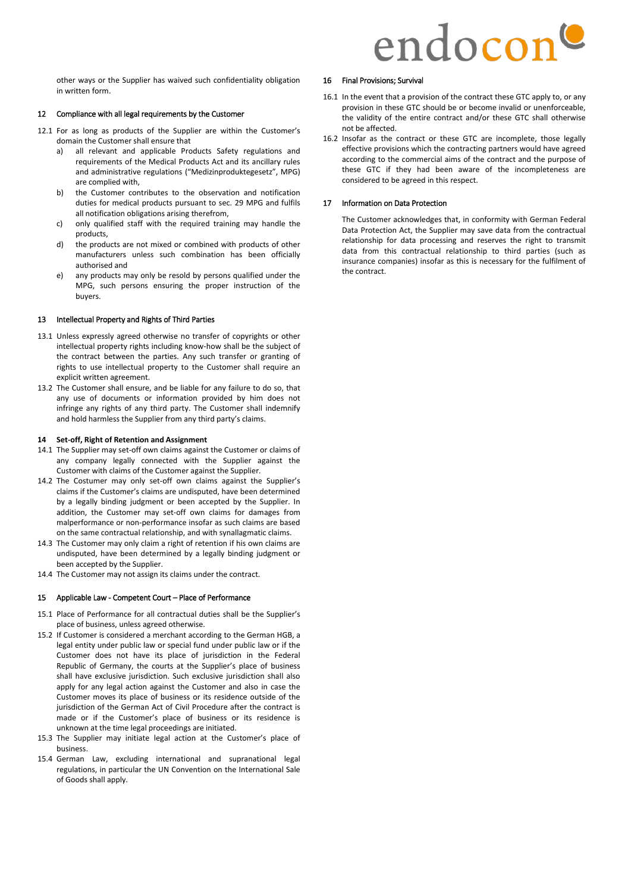other ways or the Supplier has waived such confidentiality obligation in written form.

## 12 Compliance with all legal requirements by the Customer

12.1 For as long as products of the Supplier are within the Customer's domain the Customer shall ensure that

a) all relevant and applicable Products Safety regulations and requirements of the Medical Products Act and its ancillary rules and administrative regulations ("Medizinproduktegesetz", MPG) are complied with,

b) the Customer contributes to the observation and notification duties for medical products pursuant to sec. 29 MPG and fulfils all notification obligations arising therefrom,

c) only qualified staff with the required training may handle the products,

d) the products are not mixed or combined with products of other manufacturers unless such combination has been officially authorised and

e) any products may only be resold by persons qualified under the MPG, such persons ensuring the proper instruction of the buyers.

## 13 Intellectual Property and Rights of Third Parties

13.1 Unless expressly agreed otherwise no transfer of copyrights or other intellectual property rights including know-how shall be the subject of the contract between the parties. Any such transfer or granting of rights to use intellectual property to the Customer shall require an explicit written agreement.

13.2 The Customer shall ensure, and be liable for any failure to do so, that any use of documents or information provided by him does not infringe any rights of any third party. The Customer shall indemnify and hold harmless the Supplier from any third party's claims.

## 14 Set-off, Right of Retention and Assignment

14.1 The Supplier may set-off own claims against the Customer or claims of any company legally connected with the Supplier against the Customer with claims of the Customer against the Supplier.

14.2 The Costumer may only set-off own claims against the Supplier's claims if the Customer's claims are undisputed, have been determined by a legally binding judgment or been accepted by the Supplier. In addition, the Customer may set-off own claims for damages from malperformance or non-performance insofar as such claims are based on the same contractual relationship, and with synallagmatic claims.

14.3 The Customer may only claim a right of retention if his own claims are undisputed, have been determined by a legally binding judgment or been accepted by the Supplier.

14.4 The Customer may not assign its claims under the contract.

## 15 Applicable Law - Competent Court – Place of Performance

15.1 Place of Performance for all contractual duties shall be the Supplier's place of business, unless agreed otherwise.

15.2 If Customer is considered a merchant according to the German HGB, a legal entity under public law or special fund under public law or if the Customer does not have its place of jurisdiction in the Federal Republic of Germany, the courts at the Supplier's place of business shall have exclusive jurisdiction. Such exclusive jurisdiction shall also apply for any legal action against the Customer and also in case the Customer moves its place of business or its residence outside of the jurisdiction of the German Act of Civil Procedure after the contract is made or if the Customer's place of business or its residence is unknown at the time legal proceedings are initiated.

15.3 The Supplier may initiate legal action at the Customer's place of business.

15.4 German Law, excluding international and supranational legal regulations, in particular the UN Convention on the International Sale of Goods shall apply.

## 16 Final Provisions; Survival

16.1 In the event that a provision of the contract these GTC apply to, or any provision in these GTC should be or become invalid or unenforceable, the validity of the entire contract and/or these GTC shall otherwise not be affected.

16.2 Insofar as the contract or these GTC are incomplete, those legally effective provisions which the contracting partners would have agreed according to the commercial aims of the contract and the purpose of these GTC if they had been aware of the incompleteness are considered to be agreed in this respect.

## 17 Information on Data Protection

The Customer acknowledges that, in conformity with German Federal Data Protection Act, the Supplier may save data from the contractual relationship for data processing and reserves the right to transmit data from this contractual relationship to third parties (such as insurance companies) insofar as this is necessary for the fulfilment of the contract.